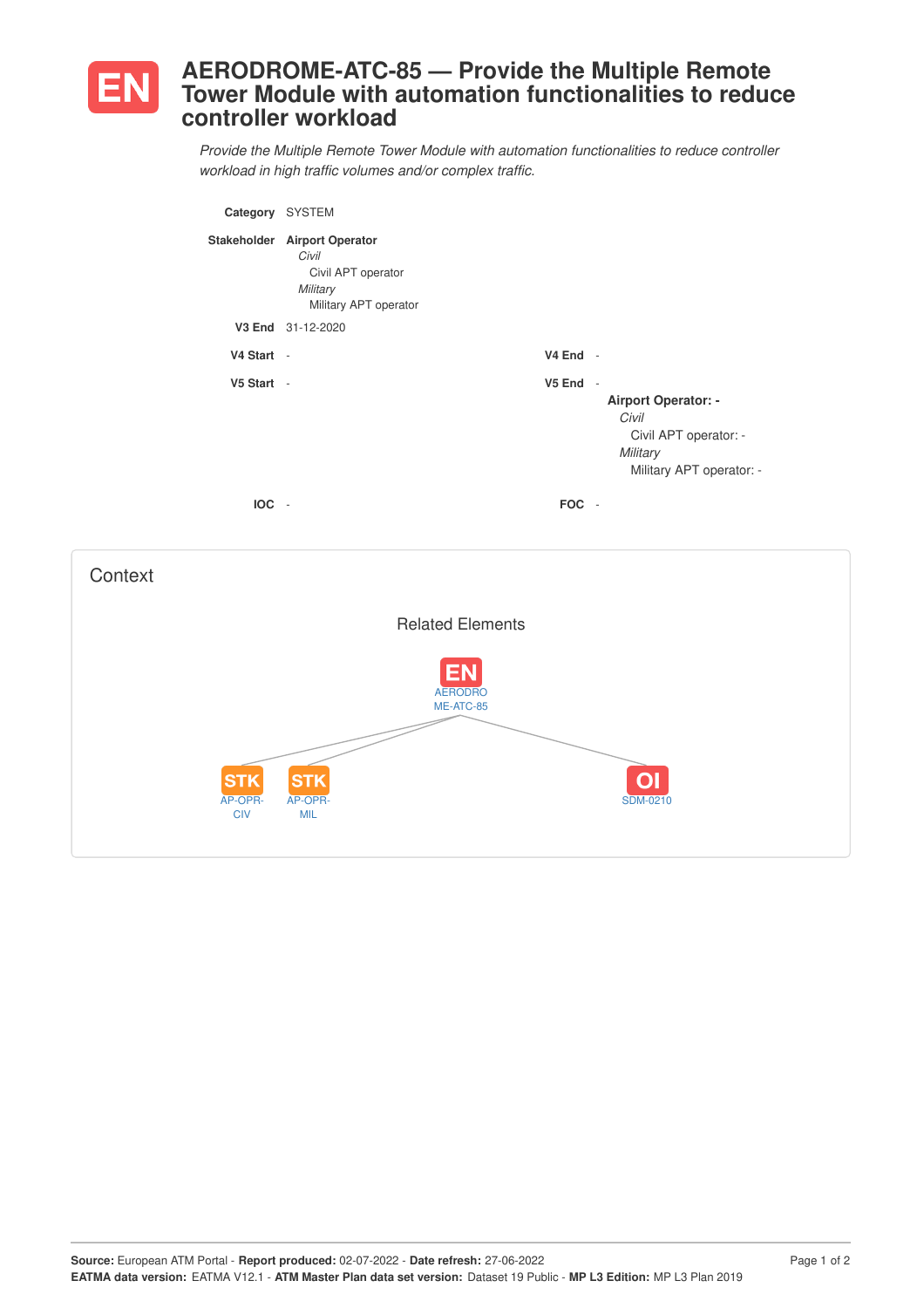# EN AERODROME-ATC-85 — Provide the Multiple Remote Tower Module with automation functionalities to reduce controller workload

*Provide the Multiple Remote Tower Module with automation functionalities to reduce controller workload in high traffic volumes and/or complex traffic.*

**Category** SYSTEM

**Stakeholder** **Airport Operator**
- *Civil*
  - Civil APT operator
- *Military*
  - Military APT operator

**V3 End** 31-12-2020

**V4 Start** -

**V4 End** -

**V5 Start** -

**V5 End** -

**Airport Operator: -**
- *Civil*
  - Civil APT operator: -
- *Military*
  - Military APT operator: -

**IOC** -

**FOC** -

## Context

### Related Elements

- EN AERODROME-ATC-85
  - STK AP-OPR-CIV
  - STK AP-OPR-MIL
  - OI SDM-0210

**Source:** European ATM Portal - **Report produced:** 02-07-2022 - **Date refresh:** 27-06-2022
**EATMA data version:** EATMA V12.1 - **ATM Master Plan data set version:** Dataset 19 Public - **MP L3 Edition:** MP L3 Plan 2019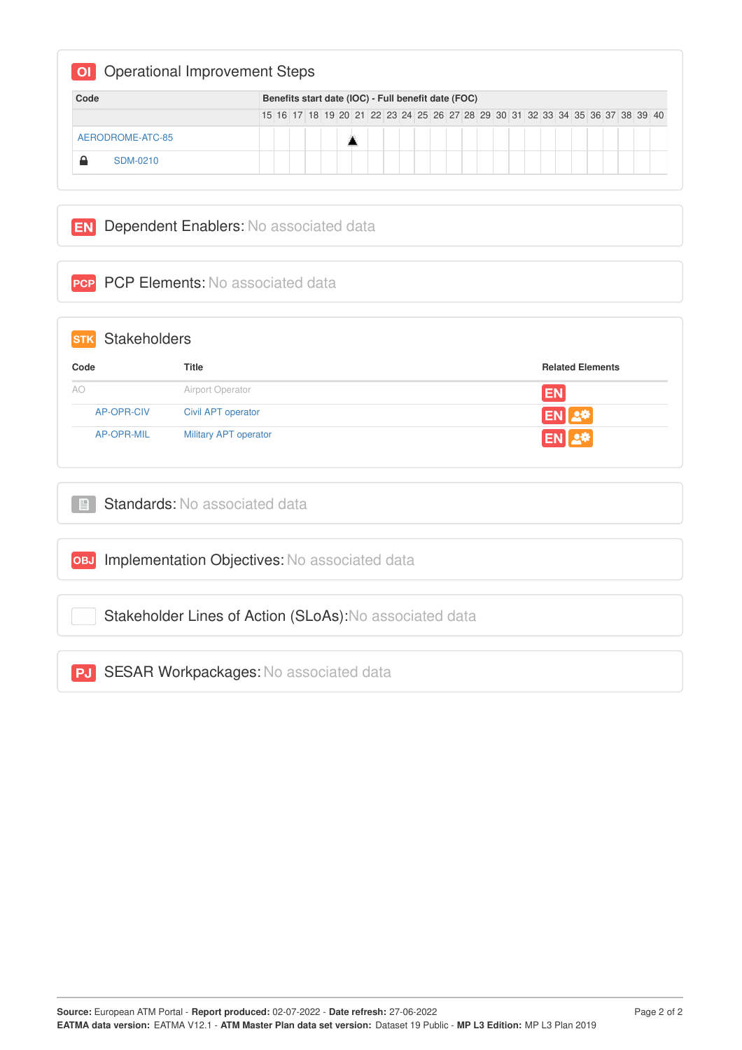## OI Operational Improvement Steps

| Code | Benefits start date (IOC) - Full benefit date (FOC) | | | | | | | | | | | | | | | | | | | | | | | | | |
|---|---|---|---|---|---|---|---|---|---|---|---|---|---|---|---|---|---|---|---|---|---|---|---|---|---|---|
| | 15 | 16 | 17 | 18 | 19 | 20 | 21 | 22 | 23 | 24 | 25 | 26 | 27 | 28 | 29 | 30 | 31 | 32 | 33 | 34 | 35 | 36 | 37 | 38 | 39 | 40 |
| AERODROME-ATC-85 | | | | | | | ▲ | | | | | | | | | | | | | | | | | | | |
| 🔒 SDM-0210 | | | | | | | | | | | | | | | | | | | | | | | | | | |

## EN Dependent Enablers: No associated data

## PCP PCP Elements: No associated data

## STK Stakeholders

| Code | Title | Related Elements |
|---|---|---|
| AO | Airport Operator | EN |
| AP-OPR-CIV | Civil APT operator | EN |
| AP-OPR-MIL | Military APT operator | EN |

## Standards: No associated data

## OBJ Implementation Objectives: No associated data

## Stakeholder Lines of Action (SLoAs): No associated data

## PJ SESAR Workpackages: No associated data